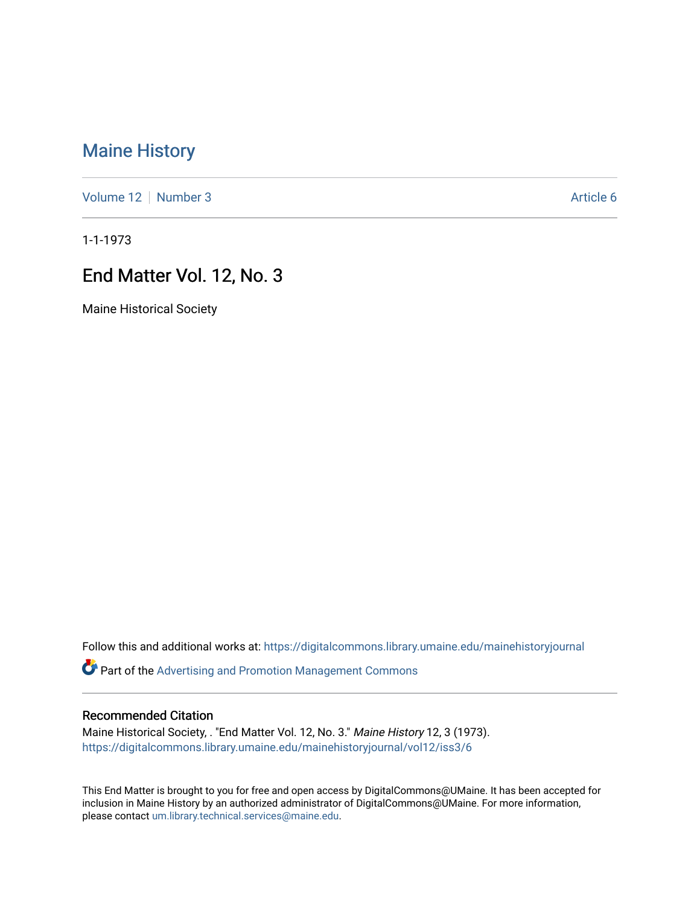# Maine History

Volume 12 | Number 3

Article 6

1-1-1973

## End Matter Vol. 12, No. 3

Maine Historical Society

Follow this and additional works at: https://digitalcommons.library.umaine.edu/mainehistoryjournal

Part of the Advertising and Promotion Management Commons

### Recommended Citation

Maine Historical Society, . "End Matter Vol. 12, No. 3." *Maine History* 12, 3 (1973).
https://digitalcommons.library.umaine.edu/mainehistoryjournal/vol12/iss3/6

This End Matter is brought to you for free and open access by DigitalCommons@UMaine. It has been accepted for inclusion in Maine History by an authorized administrator of DigitalCommons@UMaine. For more information, please contact um.library.technical.services@maine.edu.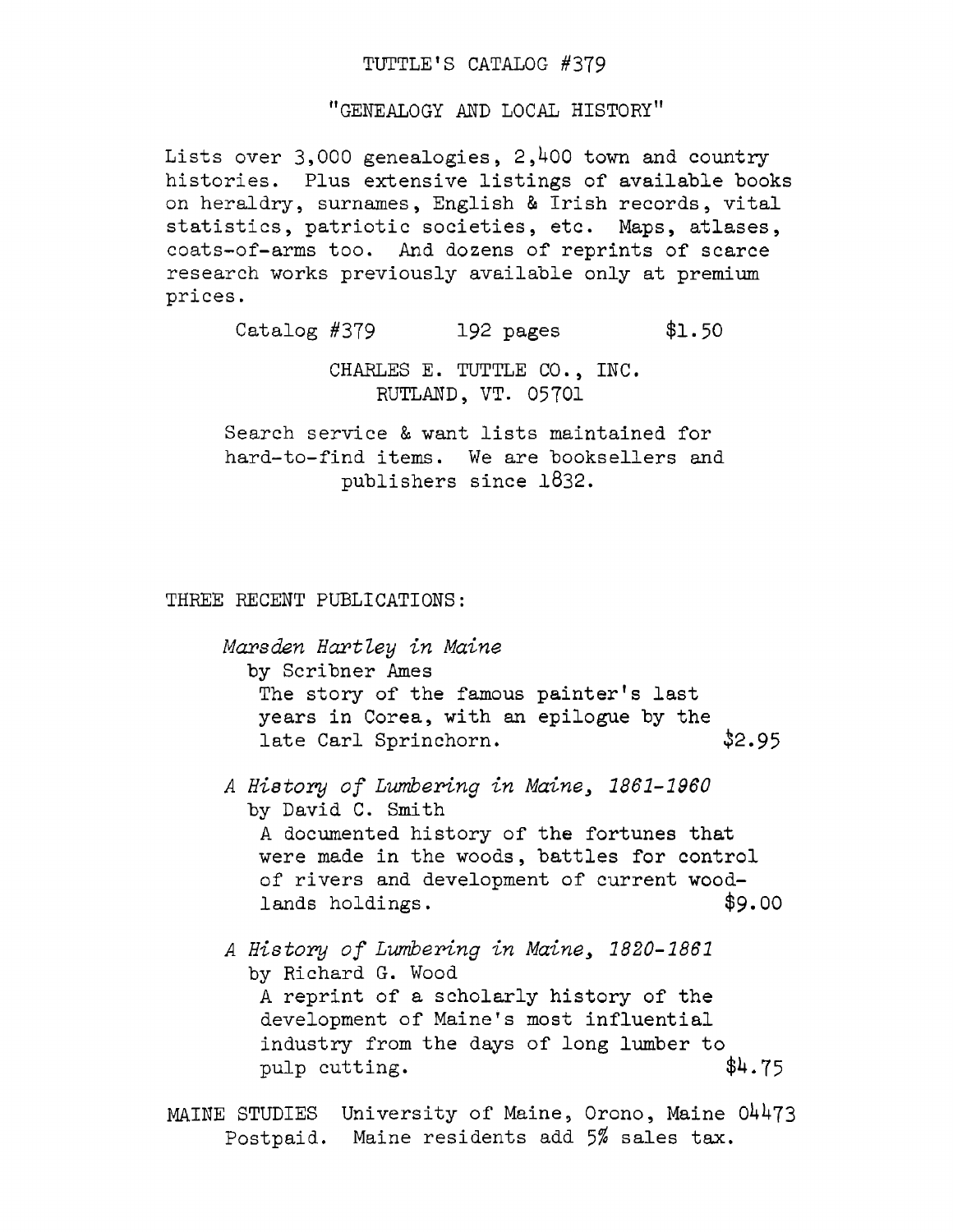## TUTTLE'S CATALOG #379

### "GENEALOGY AND LOCAL HISTORY"

Lists over 3,000 genealogies, 2,400 town and country histories. Plus extensive listings of available books on heraldry, surnames, English & Irish records, vital statistics, patriotic societies, etc. Maps, atlases, coats-of-arms too. And dozens of reprints of scarce research works previously available only at premium prices.

Catalog #379 192 pages $1.50

CHARLES E. TUTTLE CO., INC.
RUTLAND, VT. 05701

Search service & want lists maintained for hard-to-find items. We are booksellers and publishers since 1832.

THREE RECENT PUBLICATIONS:

*Marsden Hartley in Maine*
by Scribner Ames
The story of the famous painter's last years in Corea, with an epilogue by the late Carl Sprinchorn. $2.95

*A History of Lumbering in Maine, 1861-1960*
by David C. Smith
A documented history of the fortunes that were made in the woods, battles for control of rivers and development of current woodlands holdings. $9.00

*A History of Lumbering in Maine, 1820-1861*
by Richard G. Wood
A reprint of a scholarly history of the development of Maine's most influential industry from the days of long lumber to pulp cutting. $4.75

MAINE STUDIES University of Maine, Orono, Maine 04473
Postpaid. Maine residents add 5% sales tax.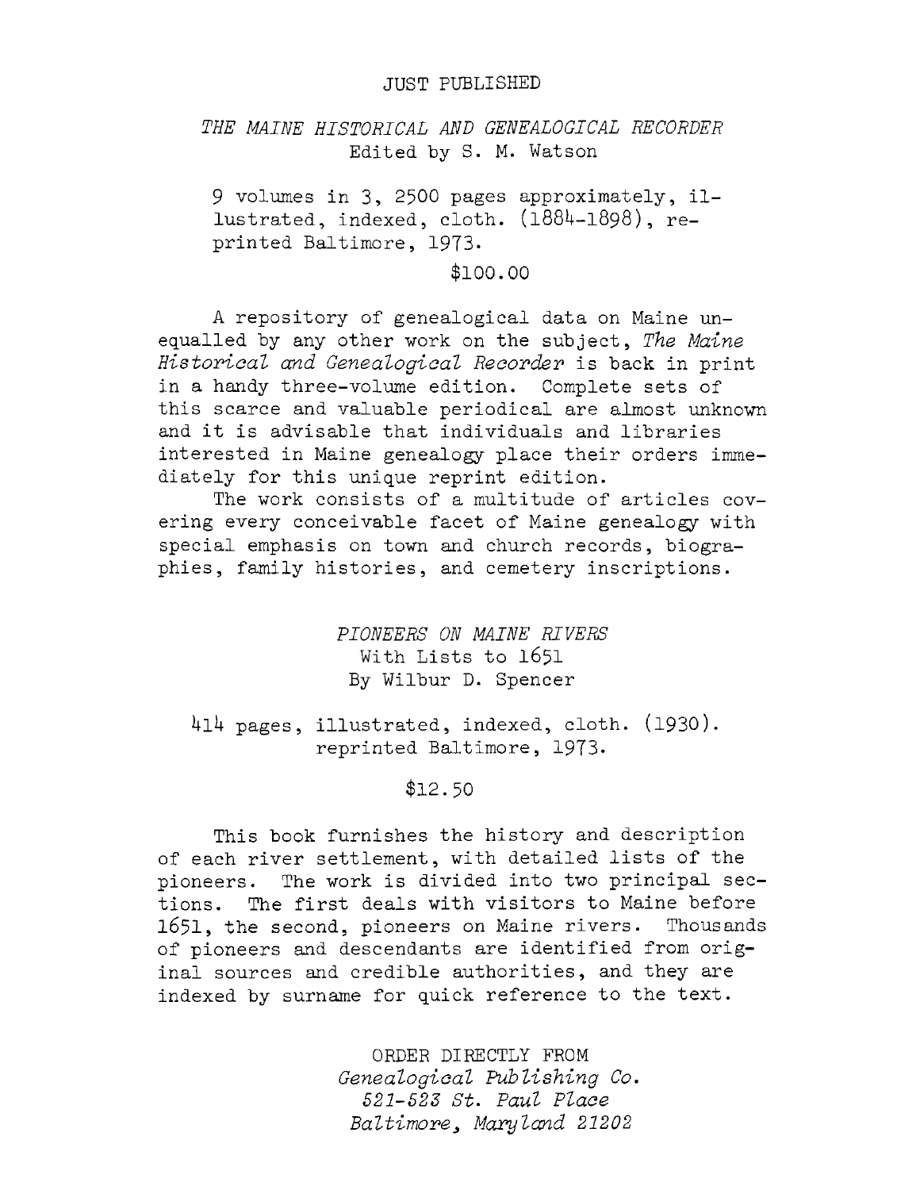## JUST PUBLISHED

### *THE MAINE HISTORICAL AND GENEALOGICAL RECORDER*

Edited by S. M. Watson

9 volumes in 3, 2500 pages approximately, illustrated, indexed, cloth. (1884-1898), reprinted Baltimore, 1973.

$100.00

A repository of genealogical data on Maine unequalled by any other work on the subject, *The Maine Historical and Genealogical Recorder* is back in print in a handy three-volume edition. Complete sets of this scarce and valuable periodical are almost unknown and it is advisable that individuals and libraries interested in Maine genealogy place their orders immediately for this unique reprint edition.

The work consists of a multitude of articles covering every conceivable facet of Maine genealogy with special emphasis on town and church records, biographies, family histories, and cemetery inscriptions.

### *PIONEERS ON MAINE RIVERS*

With Lists to 1651
By Wilbur D. Spencer

414 pages, illustrated, indexed, cloth. (1930). reprinted Baltimore, 1973.

$12.50

This book furnishes the history and description of each river settlement, with detailed lists of the pioneers. The work is divided into two principal sections. The first deals with visitors to Maine before 1651, the second, pioneers on Maine rivers. Thousands of pioneers and descendants are identified from original sources and credible authorities, and they are indexed by surname for quick reference to the text.

ORDER DIRECTLY FROM
*Genealogical Publishing Co.*
*521-523 St. Paul Place*
*Baltimore, Maryland 21202*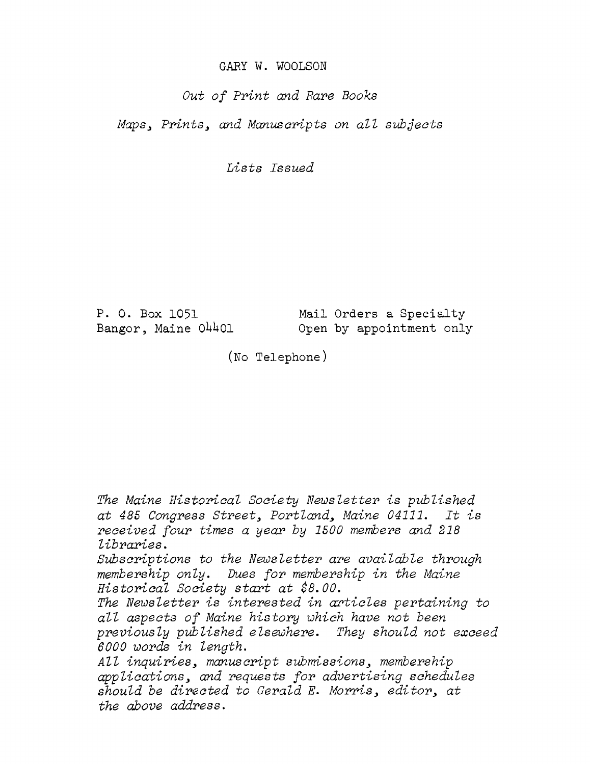GARY W. WOOLSON

*Out of Print and Rare Books*

*Maps, Prints, and Manuscripts on all subjects*

*Lists Issued*

P. O. Box 1051
Bangor, Maine 04401

Mail Orders a Specialty
Open by appointment only

(No Telephone)

*The Maine Historical Society Newsletter is published at 485 Congress Street, Portland, Maine 04111. It is received four times a year by 1500 members and 218 libraries.*
*Subscriptions to the Newsletter are available through membership only. Dues for membership in the Maine Historical Society start at $8.00.*
*The Newsletter is interested in articles pertaining to all aspects of Maine history which have not been previously published elsewhere. They should not exceed 6000 words in length.*
*All inquiries, manuscript submissions, membership applications, and requests for advertising schedules should be directed to Gerald E. Morris, editor, at the above address.*